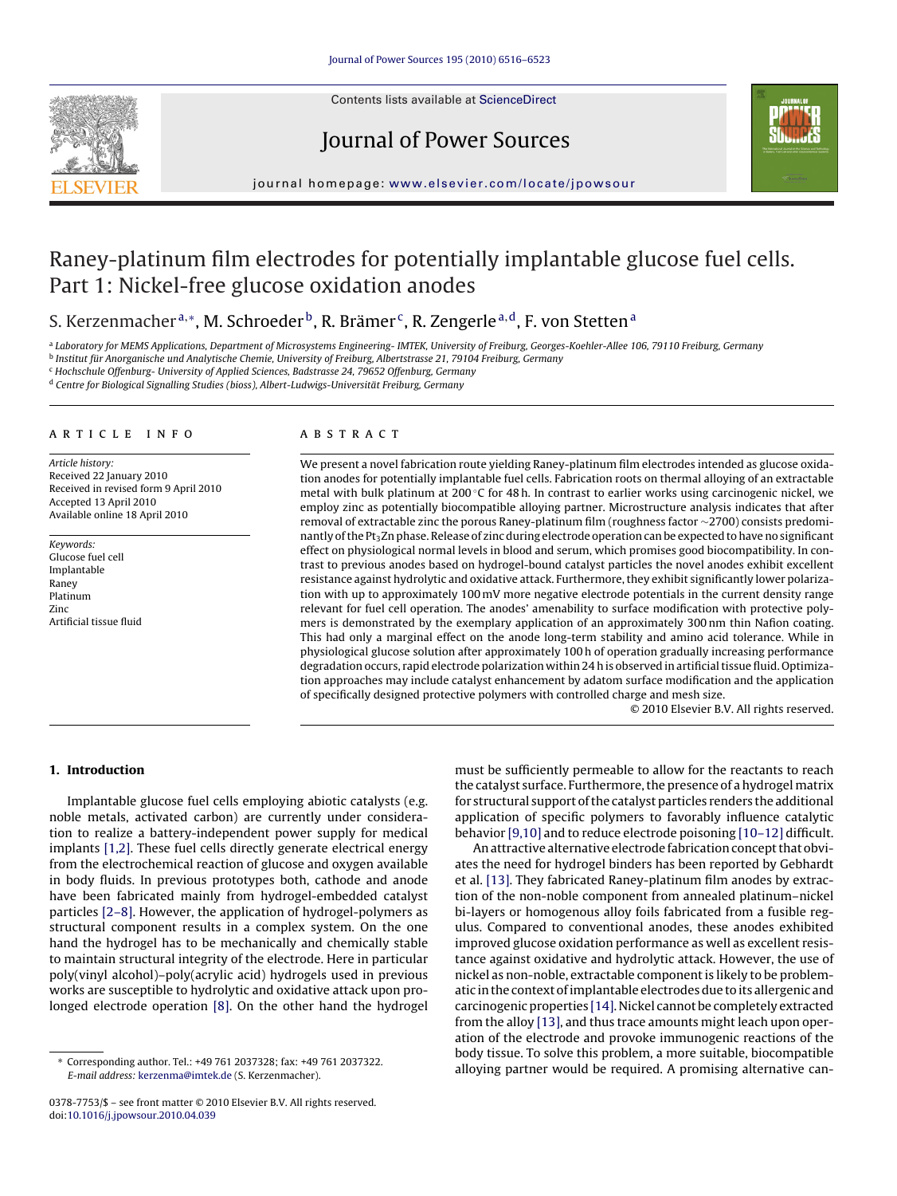# Raney-platinum film electrodes for potentially implantable glucose fuel cells. Part 1: Nickel-free glucose oxidation anodes

S. Kerzenmacher[a,*], M. Schroeder[b], R. Brämer[c], R. Zengerle[a,d], F. von Stetten[a]

[a] Laboratory for MEMS Applications, Department of Microsystems Engineering- IMTEK, University of Freiburg, Georges-Koehler-Allee 106, 79110 Freiburg, Germany
[b] Institut für Anorganische und Analytische Chemie, University of Freiburg, Albertstrasse 21, 79104 Freiburg, Germany
[c] Hochschule Offenburg- University of Applied Sciences, Badstrasse 24, 79652 Offenburg, Germany
[d] Centre for Biological Signalling Studies (bioss), Albert-Ludwigs-Universität Freiburg, Germany

## ARTICLE INFO

*Article history:*
Received 22 January 2010
Received in revised form 9 April 2010
Accepted 13 April 2010
Available online 18 April 2010

*Keywords:*
Glucose fuel cell
Implantable
Raney
Platinum
Zinc
Artificial tissue fluid

## ABSTRACT

We present a novel fabrication route yielding Raney-platinum film electrodes intended as glucose oxidation anodes for potentially implantable fuel cells. Fabrication roots on thermal alloying of an extractable metal with bulk platinum at 200 °C for 48 h. In contrast to earlier works using carcinogenic nickel, we employ zinc as potentially biocompatible alloying partner. Microstructure analysis indicates that after removal of extractable zinc the porous Raney-platinum film (roughness factor ~2700) consists predominantly of the $Pt_3Zn$ phase. Release of zinc during electrode operation can be expected to have no significant effect on physiological normal levels in blood and serum, which promises good biocompatibility. In contrast to previous anodes based on hydrogel-bound catalyst particles the novel anodes exhibit excellent resistance against hydrolytic and oxidative attack. Furthermore, they exhibit significantly lower polarization with up to approximately 100 mV more negative electrode potentials in the current density range relevant for fuel cell operation. The anodes' amenability to surface modification with protective polymers is demonstrated by the exemplary application of an approximately 300 nm thin Nafion coating. This had only a marginal effect on the anode long-term stability and amino acid tolerance. While in physiological glucose solution after approximately 100 h of operation gradually increasing performance degradation occurs, rapid electrode polarization within 24 h is observed in artificial tissue fluid. Optimization approaches may include catalyst enhancement by adatom surface modification and the application of specifically designed protective polymers with controlled charge and mesh size.

© 2010 Elsevier B.V. All rights reserved.

## 1. Introduction

Implantable glucose fuel cells employing abiotic catalysts (e.g. noble metals, activated carbon) are currently under consideration to realize a battery-independent power supply for medical implants [1,2]. These fuel cells directly generate electrical energy from the electrochemical reaction of glucose and oxygen available in body fluids. In previous prototypes both, cathode and anode have been fabricated mainly from hydrogel-embedded catalyst particles [2–8]. However, the application of hydrogel-polymers as structural component results in a complex system. On the one hand the hydrogel has to be mechanically and chemically stable to maintain structural integrity of the electrode. Here in particular poly(vinyl alcohol)–poly(acrylic acid) hydrogels used in previous works are susceptible to hydrolytic and oxidative attack upon prolonged electrode operation [8]. On the other hand the hydrogel must be sufficiently permeable to allow for the reactants to reach the catalyst surface. Furthermore, the presence of a hydrogel matrix for structural support of the catalyst particles renders the additional application of specific polymers to favorably influence catalytic behavior [9,10] and to reduce electrode poisoning [10–12] difficult.

An attractive alternative electrode fabrication concept that obviates the need for hydrogel binders has been reported by Gebhardt et al. [13]. They fabricated Raney-platinum film anodes by extraction of the non-noble component from annealed platinum–nickel bi-layers or homogenous alloy foils fabricated from a fusible regulus. Compared to conventional anodes, these anodes exhibited improved glucose oxidation performance as well as excellent resistance against oxidative and hydrolytic attack. However, the use of nickel as non-noble, extractable component is likely to be problematic in the context of implantable electrodes due to its allergenic and carcinogenic properties [14]. Nickel cannot be completely extracted from the alloy [13], and thus trace amounts might leach upon operation of the electrode and provoke immunogenic reactions of the body tissue. To solve this problem, a more suitable, biocompatible alloying partner would be required. A promising alternative can-

* Corresponding author. Tel.: +49 761 2037328; fax: +49 761 2037322.
*E-mail address:* kerzenma@imtek.de (S. Kerzenmacher).

0378-7753/$ – see front matter © 2010 Elsevier B.V. All rights reserved.
doi:10.1016/j.jpowsour.2010.04.039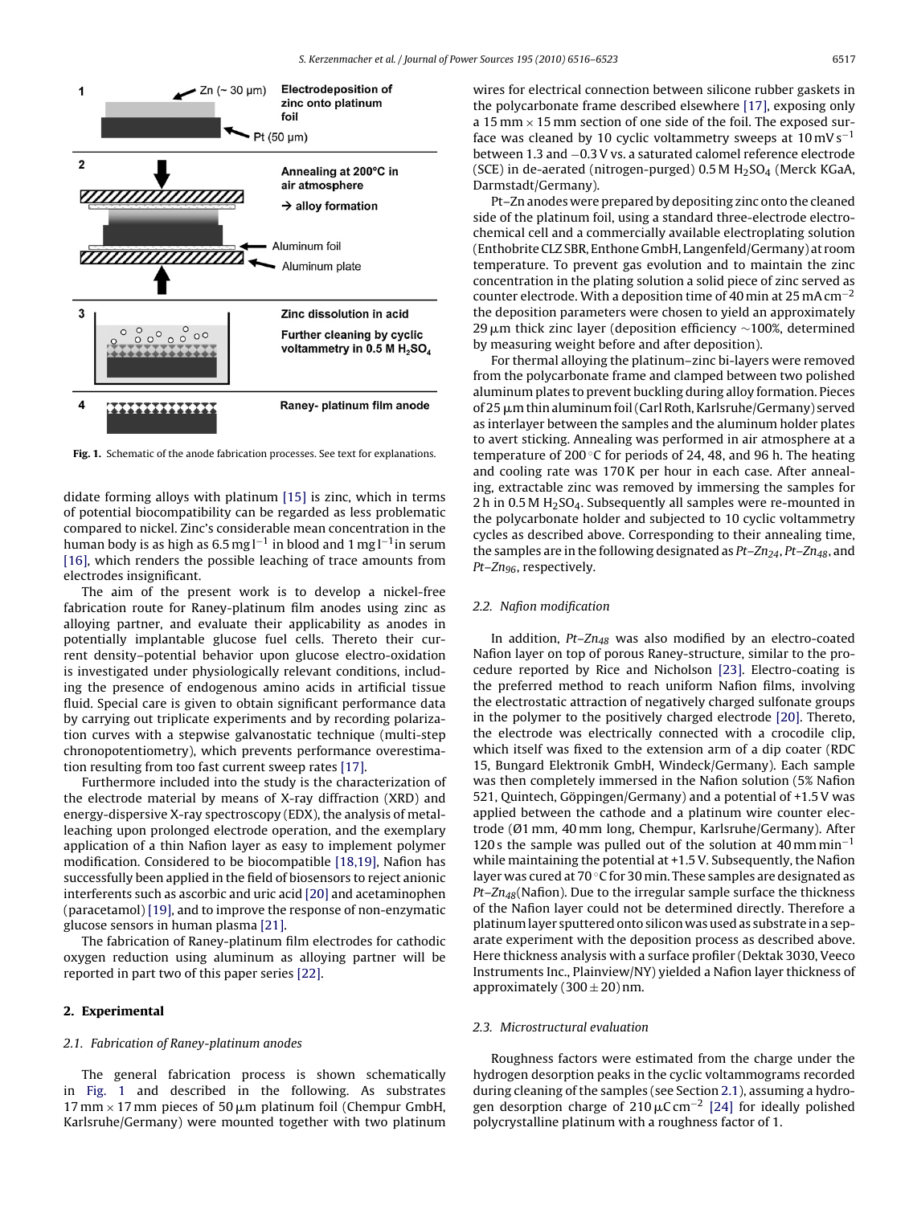Fig. 1. Schematic of the anode fabrication processes. See text for explanations.

didate forming alloys with platinum [15] is zinc, which in terms of potential biocompatibility can be regarded as less problematic compared to nickel. Zinc's considerable mean concentration in the human body is as high as $6.5\,\text{mg}\,\text{l}^{-1}$ in blood and $1\,\text{mg}\,\text{l}^{-1}$ in serum [16], which renders the possible leaching of trace amounts from electrodes insignificant.

The aim of the present work is to develop a nickel-free fabrication route for Raney-platinum film anodes using zinc as alloying partner, and evaluate their applicability as anodes in potentially implantable glucose fuel cells. Thereto their current density–potential behavior upon glucose electro-oxidation is investigated under physiologically relevant conditions, including the presence of endogenous amino acids in artificial tissue fluid. Special care is given to obtain significant performance data by carrying out triplicate experiments and by recording polarization curves with a stepwise galvanostatic technique (multi-step chronopotentiometry), which prevents performance overestimation resulting from too fast current sweep rates [17].

Furthermore included into the study is the characterization of the electrode material by means of X-ray diffraction (XRD) and energy-dispersive X-ray spectroscopy (EDX), the analysis of metal-leaching upon prolonged electrode operation, and the exemplary application of a thin Nafion layer as easy to implement polymer modification. Considered to be biocompatible [18,19], Nafion has successfully been applied in the field of biosensors to reject anionic interferents such as ascorbic and uric acid [20] and acetaminophen (paracetamol) [19], and to improve the response of non-enzymatic glucose sensors in human plasma [21].

The fabrication of Raney-platinum film electrodes for cathodic oxygen reduction using aluminum as alloying partner will be reported in part two of this paper series [22].

## 2. Experimental

### 2.1. Fabrication of Raney-platinum anodes

The general fabrication process is shown schematically in Fig. 1 and described in the following. As substrates 17 mm × 17 mm pieces of 50 μm platinum foil (Chempur GmbH, Karlsruhe/Germany) were mounted together with two platinum wires for electrical connection between silicone rubber gaskets in the polycarbonate frame described elsewhere [17], exposing only a 15 mm × 15 mm section of one side of the foil. The exposed surface was cleaned by 10 cyclic voltammetry sweeps at $10\,\text{mV}\,\text{s}^{-1}$ between 1.3 and −0.3 V vs. a saturated calomel reference electrode (SCE) in de-aerated (nitrogen-purged) 0.5 M $H_2SO_4$ (Merck KGaA, Darmstadt/Germany).

Pt–Zn anodes were prepared by depositing zinc onto the cleaned side of the platinum foil, using a standard three-electrode electrochemical cell and a commercially available electroplating solution (Enthobrite CLZ SBR, Enthone GmbH, Langenfeld/Germany) at room temperature. To prevent gas evolution and to maintain the zinc concentration in the plating solution a solid piece of zinc served as counter electrode. With a deposition time of 40 min at $25\,\text{mA}\,\text{cm}^{-2}$ the deposition parameters were chosen to yield an approximately 29 μm thick zinc layer (deposition efficiency ~100%, determined by measuring weight before and after deposition).

For thermal alloying the platinum–zinc bi-layers were removed from the polycarbonate frame and clamped between two polished aluminum plates to prevent buckling during alloy formation. Pieces of 25 μm thin aluminum foil (Carl Roth, Karlsruhe/Germany) served as interlayer between the samples and the aluminum holder plates to avert sticking. Annealing was performed in air atmosphere at a temperature of 200 °C for periods of 24, 48, and 96 h. The heating and cooling rate was 170 K per hour in each case. After annealing, extractable zinc was removed by immersing the samples for 2 h in 0.5 M $H_2SO_4$. Subsequently all samples were re-mounted in the polycarbonate holder and subjected to 10 cyclic voltammetry cycles as described above. Corresponding to their annealing time, the samples are in the following designated as *Pt–Zn*$_{24}$, *Pt–Zn*$_{48}$, and *Pt–Zn*$_{96}$, respectively.

### 2.2. Nafion modification

In addition, *Pt–Zn*$_{48}$ was also modified by an electro-coated Nafion layer on top of porous Raney-structure, similar to the procedure reported by Rice and Nicholson [23]. Electro-coating is the preferred method to reach uniform Nafion films, involving the electrostatic attraction of negatively charged sulfonate groups in the polymer to the positively charged electrode [20]. Thereto, the electrode was electrically connected with a crocodile clip, which itself was fixed to the extension arm of a dip coater (RDC 15, Bungard Elektronik GmbH, Windeck/Germany). Each sample was then completely immersed in the Nafion solution (5% Nafion 521, Quintech, Göppingen/Germany) and a potential of +1.5 V was applied between the cathode and a platinum wire counter electrode (Ø1 mm, 40 mm long, Chempur, Karlsruhe/Germany). After 120 s the sample was pulled out of the solution at $40\,\text{mm}\,\text{min}^{-1}$ while maintaining the potential at +1.5 V. Subsequently, the Nafion layer was cured at 70 °C for 30 min. These samples are designated as *Pt–Zn*$_{48}$(Nafion). Due to the irregular sample surface the thickness of the Nafion layer could not be determined directly. Therefore a platinum layer sputtered onto silicon was used as substrate in a separate experiment with the deposition process as described above. Here thickness analysis with a surface profiler (Dektak 3030, Veeco Instruments Inc., Plainview/NY) yielded a Nafion layer thickness of approximately (300 ± 20) nm.

### 2.3. Microstructural evaluation

Roughness factors were estimated from the charge under the hydrogen desorption peaks in the cyclic voltammograms recorded during cleaning of the samples (see Section 2.1), assuming a hydrogen desorption charge of $210\,\mu\text{C}\,\text{cm}^{-2}$ [24] for ideally polished polycrystalline platinum with a roughness factor of 1.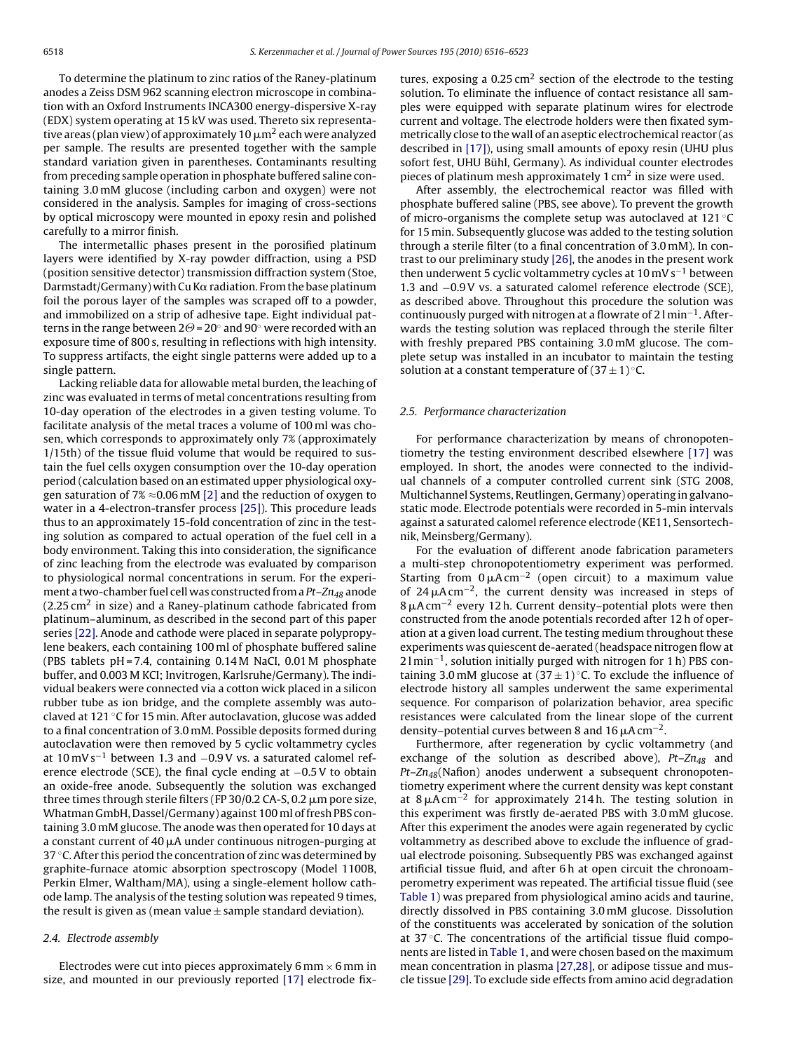To determine the platinum to zinc ratios of the Raney-platinum anodes a Zeiss DSM 962 scanning electron microscope in combination with an Oxford Instruments INCA300 energy-dispersive X-ray (EDX) system operating at 15 kV was used. Thereto six representative areas (plan view) of approximately 10 μm² each were analyzed per sample. The results are presented together with the sample standard variation given in parentheses. Contaminants resulting from preceding sample operation in phosphate buffered saline containing 3.0 mM glucose (including carbon and oxygen) were not considered in the analysis. Samples for imaging of cross-sections by optical microscopy were mounted in epoxy resin and polished carefully to a mirror finish.

The intermetallic phases present in the porosified platinum layers were identified by X-ray powder diffraction, using a PSD (position sensitive detector) transmission diffraction system (Stoe, Darmstadt/Germany) with Cu Kα radiation. From the base platinum foil the porous layer of the samples was scraped off to a powder, and immobilized on a strip of adhesive tape. Eight individual patterns in the range between $2\Theta = 20^\circ$ and $90^\circ$ were recorded with an exposure time of 800 s, resulting in reflections with high intensity. To suppress artifacts, the eight single patterns were added up to a single pattern.

Lacking reliable data for allowable metal burden, the leaching of zinc was evaluated in terms of metal concentrations resulting from 10-day operation of the electrodes in a given testing volume. To facilitate analysis of the metal traces a volume of 100 ml was chosen, which corresponds to approximately only 7% (approximately 1/15th) of the tissue fluid volume that would be required to sustain the fuel cells oxygen consumption over the 10-day operation period (calculation based on an estimated upper physiological oxygen saturation of 7% ≈0.06 mM [2] and the reduction of oxygen to water in a 4-electron-transfer process [25]). This procedure leads thus to an approximately 15-fold concentration of zinc in the testing solution as compared to actual operation of the fuel cell in a body environment. Taking this into consideration, the significance of zinc leaching from the electrode was evaluated by comparison to physiological normal concentrations in serum. For the experiment a two-chamber fuel cell was constructed from a *Pt–Zn$_{48}$* anode (2.25 cm² in size) and a Raney-platinum cathode fabricated from platinum–aluminum, as described in the second part of this paper series [22]. Anode and cathode were placed in separate polypropylene beakers, each containing 100 ml of phosphate buffered saline (PBS tablets pH = 7.4, containing 0.14 M NaCl, 0.01 M phosphate buffer, and 0.003 M KCl; Invitrogen, Karlsruhe/Germany). The individual beakers were connected via a cotton wick placed in a silicon rubber tube as ion bridge, and the complete assembly was autoclaved at 121 °C for 15 min. After autoclavation, glucose was added to a final concentration of 3.0 mM. Possible deposits formed during autoclavation were then removed by 5 cyclic voltammetry cycles at 10 mV s$^{-1}$ between 1.3 and −0.9 V vs. a saturated calomel reference electrode (SCE), the final cycle ending at −0.5 V to obtain an oxide-free anode. Subsequently the solution was exchanged three times through sterile filters (FP 30/0.2 CA-S, 0.2 μm pore size, Whatman GmbH, Dassel/Germany) against 100 ml of fresh PBS containing 3.0 mM glucose. The anode was then operated for 10 days at a constant current of 40 μA under continuous nitrogen-purging at 37 °C. After this period the concentration of zinc was determined by graphite-furnace atomic absorption spectroscopy (Model 1100B, Perkin Elmer, Waltham/MA), using a single-element hollow cathode lamp. The analysis of the testing solution was repeated 9 times, the result is given as (mean value ± sample standard deviation).

### 2.4. Electrode assembly

Electrodes were cut into pieces approximately 6 mm × 6 mm in size, and mounted in our previously reported [17] electrode fixtures, exposing a 0.25 cm² section of the electrode to the testing solution. To eliminate the influence of contact resistance all samples were equipped with separate platinum wires for electrode current and voltage. The electrode holders were then fixated symmetrically close to the wall of an aseptic electrochemical reactor (as described in [17]), using small amounts of epoxy resin (UHU plus sofort fest, UHU Bühl, Germany). As individual counter electrodes pieces of platinum mesh approximately 1 cm² in size were used.

After assembly, the electrochemical reactor was filled with phosphate buffered saline (PBS, see above). To prevent the growth of micro-organisms the complete setup was autoclaved at 121 °C for 15 min. Subsequently glucose was added to the testing solution through a sterile filter (to a final concentration of 3.0 mM). In contrast to our preliminary study [26], the anodes in the present work then underwent 5 cyclic voltammetry cycles at 10 mV s$^{-1}$ between 1.3 and −0.9 V vs. a saturated calomel reference electrode (SCE), as described above. Throughout this procedure the solution was continuously purged with nitrogen at a flowrate of 2 l min$^{-1}$. Afterwards the testing solution was replaced through the sterile filter with freshly prepared PBS containing 3.0 mM glucose. The complete setup was installed in an incubator to maintain the testing solution at a constant temperature of (37 ± 1) °C.

### 2.5. Performance characterization

For performance characterization by means of chronopotentiometry the testing environment described elsewhere [17] was employed. In short, the anodes were connected to the individual channels of a computer controlled current sink (STG 2008, Multichannel Systems, Reutlingen, Germany) operating in galvanostatic mode. Electrode potentials were recorded in 5-min intervals against a saturated calomel reference electrode (KE11, Sensortechnik, Meinsberg/Germany).

For the evaluation of different anode fabrication parameters a multi-step chronopotentiometry experiment was performed. Starting from 0 μA cm$^{-2}$ (open circuit) to a maximum value of 24 μA cm$^{-2}$, the current density was increased in steps of 8 μA cm$^{-2}$ every 12 h. Current density–potential plots were then constructed from the anode potentials recorded after 12 h of operation at a given load current. The testing medium throughout these experiments was quiescent de-aerated (headspace nitrogen flow at 2 l min$^{-1}$, solution initially purged with nitrogen for 1 h) PBS containing 3.0 mM glucose at (37 ± 1) °C. To exclude the influence of electrode history all samples underwent the same experimental sequence. For comparison of polarization behavior, area specific resistances were calculated from the linear slope of the current density–potential curves between 8 and 16 μA cm$^{-2}$.

Furthermore, after regeneration by cyclic voltammetry (and exchange of the solution as described above), *Pt–Zn$_{48}$* and *Pt–Zn$_{48}$*(Nafion) anodes underwent a subsequent chronopotentiometry experiment where the current density was kept constant at 8 μA cm$^{-2}$ for approximately 214 h. The testing solution in this experiment was firstly de-aerated PBS with 3.0 mM glucose. After this experiment the anodes were again regenerated by cyclic voltammetry as described above to exclude the influence of gradual electrode poisoning. Subsequently PBS was exchanged against artificial tissue fluid, and after 6 h at open circuit the chronoamperometry experiment was repeated. The artificial tissue fluid (see Table 1) was prepared from physiological amino acids and taurine, directly dissolved in PBS containing 3.0 mM glucose. Dissolution of the constituents was accelerated by sonication of the solution at 37 °C. The concentrations of the artificial tissue fluid components are listed in Table 1, and were chosen based on the maximum mean concentration in plasma [27,28], or adipose tissue and muscle tissue [29]. To exclude side effects from amino acid degradation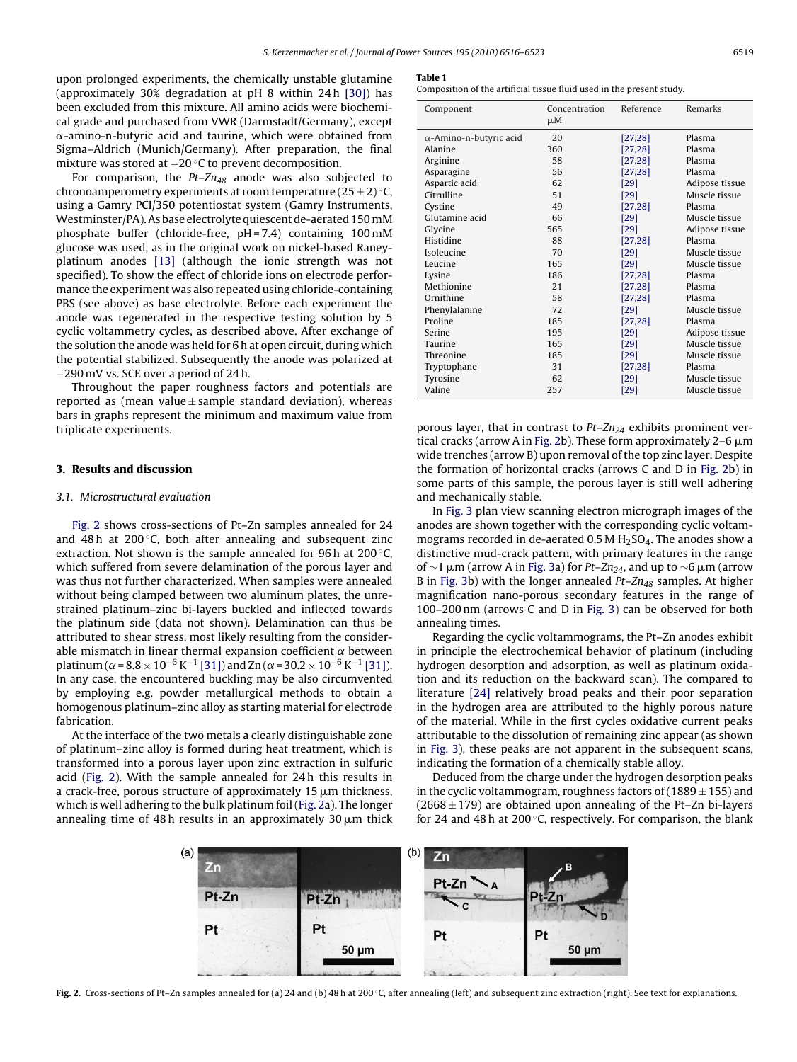upon prolonged experiments, the chemically unstable glutamine (approximately 30% degradation at pH 8 within 24 h [30]) has been excluded from this mixture. All amino acids were biochemical grade and purchased from VWR (Darmstadt/Germany), except α-amino-n-butyric acid and taurine, which were obtained from Sigma–Aldrich (Munich/Germany). After preparation, the final mixture was stored at −20 °C to prevent decomposition.

For comparison, the *Pt–Zn48* anode was also subjected to chronoamperometry experiments at room temperature (25 ± 2) °C, using a Gamry PCI/350 potentiostat system (Gamry Instruments, Westminster/PA). As base electrolyte quiescent de-aerated 150 mM phosphate buffer (chloride-free, pH = 7.4) containing 100 mM glucose was used, as in the original work on nickel-based Raney-platinum anodes [13] (although the ionic strength was not specified). To show the effect of chloride ions on electrode performance the experiment was also repeated using chloride-containing PBS (see above) as base electrolyte. Before each experiment the anode was regenerated in the respective testing solution by 5 cyclic voltammetry cycles, as described above. After exchange of the solution the anode was held for 6 h at open circuit, during which the potential stabilized. Subsequently the anode was polarized at −290 mV vs. SCE over a period of 24 h.

Throughout the paper roughness factors and potentials are reported as (mean value ± sample standard deviation), whereas bars in graphs represent the minimum and maximum value from triplicate experiments.

**Table 1**
Composition of the artificial tissue fluid used in the present study.

| Component | Concentration μM | Reference | Remarks |
|---|---|---|---|
| α-Amino-n-butyric acid | 20 | [27,28] | Plasma |
| Alanine | 360 | [27,28] | Plasma |
| Arginine | 58 | [27,28] | Plasma |
| Asparagine | 56 | [27,28] | Plasma |
| Aspartic acid | 62 | [29] | Adipose tissue |
| Citrulline | 51 | [29] | Muscle tissue |
| Cystine | 49 | [27,28] | Plasma |
| Glutamine acid | 66 | [29] | Muscle tissue |
| Glycine | 565 | [29] | Adipose tissue |
| Histidine | 88 | [27,28] | Plasma |
| Isoleucine | 70 | [29] | Muscle tissue |
| Leucine | 165 | [29] | Muscle tissue |
| Lysine | 186 | [27,28] | Plasma |
| Methionine | 21 | [27,28] | Plasma |
| Ornithine | 58 | [27,28] | Plasma |
| Phenylalanine | 72 | [29] | Muscle tissue |
| Proline | 185 | [27,28] | Plasma |
| Serine | 195 | [29] | Adipose tissue |
| Taurine | 165 | [29] | Muscle tissue |
| Threonine | 185 | [29] | Muscle tissue |
| Tryptophane | 31 | [27,28] | Plasma |
| Tyrosine | 62 | [29] | Muscle tissue |
| Valine | 257 | [29] | Muscle tissue |

## 3. Results and discussion

### 3.1. Microstructural evaluation

Fig. 2 shows cross-sections of Pt–Zn samples annealed for 24 and 48 h at 200 °C, both after annealing and subsequent zinc extraction. Not shown is the sample annealed for 96 h at 200 °C, which suffered from severe delamination of the porous layer and was thus not further characterized. When samples were annealed without being clamped between two aluminum plates, the unrestrained platinum–zinc bi-layers buckled and inflected towards the platinum side (data not shown). Delamination can thus be attributed to shear stress, most likely resulting from the considerable mismatch in linear thermal expansion coefficient $\alpha$ between platinum ($\alpha = 8.8 \times 10^{-6}\,K^{-1}$ [31]) and Zn ($\alpha = 30.2 \times 10^{-6}\,K^{-1}$ [31]). In any case, the encountered buckling may be also circumvented by employing e.g. powder metallurgical methods to obtain a homogenous platinum–zinc alloy as starting material for electrode fabrication.

At the interface of the two metals a clearly distinguishable zone of platinum–zinc alloy is formed during heat treatment, which is transformed into a porous layer upon zinc extraction in sulfuric acid (Fig. 2). With the sample annealed for 24 h this results in a crack-free, porous structure of approximately 15 μm thickness, which is well adhering to the bulk platinum foil (Fig. 2a). The longer annealing time of 48 h results in an approximately 30 μm thick porous layer, that in contrast to *Pt–Zn24* exhibits prominent vertical cracks (arrow A in Fig. 2b). These form approximately 2–6 μm wide trenches (arrow B) upon removal of the top zinc layer. Despite the formation of horizontal cracks (arrows C and D in Fig. 2b) in some parts of this sample, the porous layer is still well adhering and mechanically stable.

In Fig. 3 plan view scanning electron micrograph images of the anodes are shown together with the corresponding cyclic voltammograms recorded in de-aerated 0.5 M $H_2SO_4$. The anodes show a distinctive mud-crack pattern, with primary features in the range of ~1 μm (arrow A in Fig. 3a) for *Pt–Zn24*, and up to ~6 μm (arrow B in Fig. 3b) with the longer annealed *Pt–Zn48* samples. At higher magnification nano-porous secondary features in the range of 100–200 nm (arrows C and D in Fig. 3) can be observed for both annealing times.

Regarding the cyclic voltammograms, the Pt–Zn anodes exhibit in principle the electrochemical behavior of platinum (including hydrogen desorption and adsorption, as well as platinum oxidation and its reduction on the backward scan). The compared to literature [24] relatively broad peaks and their poor separation in the hydrogen area are attributed to the highly porous nature of the material. While in the first cycles oxidative current peaks attributable to the dissolution of remaining zinc appear (as shown in Fig. 3), these peaks are not apparent in the subsequent scans, indicating the formation of a chemically stable alloy.

Deduced from the charge under the hydrogen desorption peaks in the cyclic voltammogram, roughness factors of (1889 ± 155) and (2668 ± 179) are obtained upon annealing of the Pt–Zn bi-layers for 24 and 48 h at 200 °C, respectively. For comparison, the blank

**Fig. 2.** Cross-sections of Pt–Zn samples annealed for (a) 24 and (b) 48 h at 200 °C, after annealing (left) and subsequent zinc extraction (right). See text for explanations.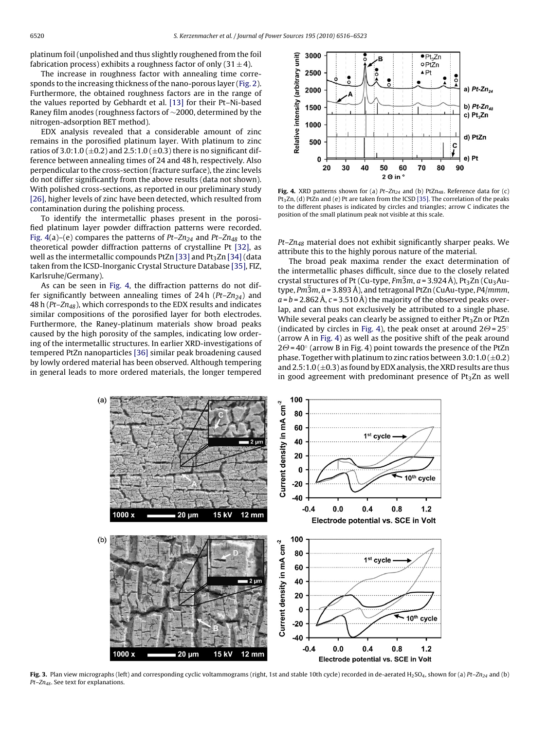platinum foil (unpolished and thus slightly roughened from the foil fabrication process) exhibits a roughness factor of only ($31 \pm 4$).

The increase in roughness factor with annealing time corresponds to the increasing thickness of the nano-porous layer (Fig. 2). Furthermore, the obtained roughness factors are in the range of the values reported by Gebhardt et al. [13] for their Pt–Ni-based Raney film anodes (roughness factors of ~2000, determined by the nitrogen-adsorption BET method).

EDX analysis revealed that a considerable amount of zinc remains in the porosified platinum layer. With platinum to zinc ratios of 3.0:1.0 ($\pm 0.2$) and 2.5:1.0 ($\pm 0.3$) there is no significant difference between annealing times of 24 and 48 h, respectively. Also perpendicular to the cross-section (fracture surface), the zinc levels do not differ significantly from the above results (data not shown). With polished cross-sections, as reported in our preliminary study [26], higher levels of zinc have been detected, which resulted from contamination during the polishing process.

To identify the intermetallic phases present in the porosified platinum layer powder diffraction patterns were recorded. Fig. 4(a)–(e) compares the patterns of $Pt–Zn_{24}$ and $Pt–Zn_{48}$ to the theoretical powder diffraction patterns of crystalline Pt [32], as well as the intermetallic compounds PtZn [33] and $Pt_3Zn$ [34] (data taken from the ICSD-Inorganic Crystal Structure Database [35], FIZ, Karlsruhe/Germany).

As can be seen in Fig. 4, the diffraction patterns do not differ significantly between annealing times of 24 h ($Pt–Zn_{24}$) and 48 h ($Pt–Zn_{48}$), which corresponds to the EDX results and indicates similar compositions of the porosified layer for both electrodes. Furthermore, the Raney-platinum materials show broad peaks caused by the high porosity of the samples, indicating low ordering of the intermetallic structures. In earlier XRD-investigations of tempered PtZn nanoparticles [36] similar peak broadening caused by lowly ordered material has been observed. Although tempering in general leads to more ordered materials, the longer tempered $Pt–Zn_{48}$ material does not exhibit significantly sharper peaks. We attribute this to the highly porous nature of the material.

**Fig. 4.** XRD patterns shown for (a) $Pt–Zn_{24}$ and (b) $PtZn_{48}$. Reference data for (c) $Pt_3Zn$, (d) PtZn and (e) Pt are taken from the ICSD [35]. The correlation of the peaks to the different phases is indicated by circles and triangles; arrow C indicates the position of the small platinum peak not visible at this scale.

The broad peak maxima render the exact determination of the intermetallic phases difficult, since due to the closely related crystal structures of Pt (Cu-type, $Fm\bar{3}m$, $a = 3.924$ Å), $Pt_3Zn$ ($Cu_3Au$-type, $Pm\bar{3}m$, $a = 3.893$ Å), and tetragonal PtZn (CuAu-type, $P4/mmm$, $a = b = 2.862$ Å, $c = 3.510$ Å) the majority of the observed peaks overlap, and can thus not exclusively be attributed to a single phase. While several peaks can clearly be assigned to either $Pt_3Zn$ or PtZn (indicated by circles in Fig. 4), the peak onset at around $2\Theta = 25°$ (arrow A in Fig. 4) as well as the positive shift of the peak around $2\Theta = 40°$ (arrow B in Fig. 4) point towards the presence of the PtZn phase. Together with platinum to zinc ratios between 3.0:1.0 ($\pm 0.2$) and 2.5:1.0 ($\pm 0.3$) as found by EDX analysis, the XRD results are thus in good agreement with predominant presence of $Pt_3Zn$ as well

**Fig. 3.** Plan view micrographs (left) and corresponding cyclic voltammograms (right, 1st and stable 10th cycle) recorded in de-aerated $H_2SO_4$, shown for (a) $Pt–Zn_{24}$ and (b) $Pt–Zn_{48}$. See text for explanations.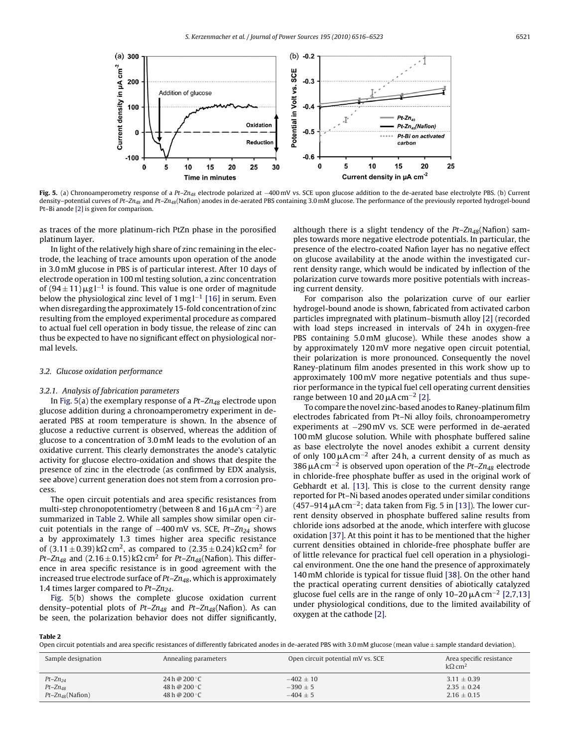**Fig. 5.** (a) Chronoamperometry response of a *Pt–Zn₄₈* electrode polarized at −400 mV vs. SCE upon glucose addition to the de-aerated base electrolyte PBS. (b) Current density–potential curves of *Pt–Zn₄₈* and *Pt–Zn₄₈*(Nafion) anodes in de-aerated PBS containing 3.0 mM glucose. The performance of the previously reported hydrogel-bound Pt–Bi anode [2] is given for comparison.

as traces of the more platinum-rich PtZn phase in the porosified platinum layer.

In light of the relatively high share of zinc remaining in the electrode, the leaching of trace amounts upon operation of the anode in 3.0 mM glucose in PBS is of particular interest. After 10 days of electrode operation in 100 ml testing solution, a zinc concentration of $(94 \pm 11)\,\mu g\,l^{-1}$ is found. This value is one order of magnitude below the physiological zinc level of $1\,mg\,l^{-1}$ [16] in serum. Even when disregarding the approximately 15-fold concentration of zinc resulting from the employed experimental procedure as compared to actual fuel cell operation in body tissue, the release of zinc can thus be expected to have no significant effect on physiological normal levels.

### 3.2. Glucose oxidation performance

#### 3.2.1. Analysis of fabrication parameters

In Fig. 5(a) the exemplary response of a $Pt–Zn_{48}$ electrode upon glucose addition during a chronoamperometry experiment in de-aerated PBS at room temperature is shown. In the absence of glucose a reductive current is observed, whereas the addition of glucose to a concentration of 3.0 mM leads to the evolution of an oxidative current. This clearly demonstrates the anode's catalytic activity for glucose electro-oxidation and shows that despite the presence of zinc in the electrode (as confirmed by EDX analysis, see above) current generation does not stem from a corrosion process.

The open circuit potentials and area specific resistances from multi-step chronopotentiometry (between 8 and $16\,\mu A\,cm^{-2}$) are summarized in Table 2. While all samples show similar open circuit potentials in the range of −400 mV vs. SCE, $Pt–Zn_{24}$ shows a by approximately 1.3 times higher area specific resistance of $(3.11 \pm 0.39)\,k\Omega\,cm^2$, as compared to $(2.35 \pm 0.24)\,k\Omega\,cm^2$ for $Pt–Zn_{48}$ and $(2.16 \pm 0.15)\,k\Omega\,cm^2$ for $Pt–Zn_{48}$(Nafion). This difference in area specific resistance is in good agreement with the increased true electrode surface of $Pt–Zn_{48}$, which is approximately 1.4 times larger compared to $Pt–Zn_{24}$.

Fig. 5(b) shows the complete glucose oxidation current density–potential plots of $Pt–Zn_{48}$ and $Pt–Zn_{48}$(Nafion). As can be seen, the polarization behavior does not differ significantly, although there is a slight tendency of the $Pt–Zn_{48}$(Nafion) samples towards more negative electrode potentials. In particular, the presence of the electro-coated Nafion layer has no negative effect on glucose availability at the anode within the investigated current density range, which would be indicated by inflection of the polarization curve towards more positive potentials with increasing current density.

For comparison also the polarization curve of our earlier hydrogel-bound anode is shown, fabricated from activated carbon particles impregnated with platinum–bismuth alloy [2] (recorded with load steps increased in intervals of 24 h in oxygen-free PBS containing 5.0 mM glucose). While these anodes show a by approximately 120 mV more negative open circuit potential, their polarization is more pronounced. Consequently the novel Raney-platinum film anodes presented in this work show up to approximately 100 mV more negative potentials and thus superior performance in the typical fuel cell operating current densities range between 10 and $20\,\mu A\,cm^{-2}$ [2].

To compare the novel zinc-based anodes to Raney-platinum film electrodes fabricated from Pt–Ni alloy foils, chronoamperometry experiments at −290 mV vs. SCE were performed in de-aerated 100 mM glucose solution. While with phosphate buffered saline as base electrolyte the novel anodes exhibit a current density of only $100\,\mu A\,cm^{-2}$ after 24 h, a current density of as much as $386\,\mu A\,cm^{-2}$ is observed upon operation of the $Pt–Zn_{48}$ electrode in chloride-free phosphate buffer as used in the original work of Gebhardt et al. [13]. This is close to the current density range reported for Pt–Ni based anodes operated under similar conditions ($457–914\,\mu A\,cm^{-2}$; data taken from Fig. 5 in [13]). The lower current density observed in phosphate buffered saline results from chloride ions adsorbed at the anode, which interfere with glucose oxidation [37]. At this point it has to be mentioned that the higher current densities obtained in chloride-free phosphate buffer are of little relevance for practical fuel cell operation in a physiological environment. One the one hand the presence of approximately 140 mM chloride is typical for tissue fluid [38]. On the other hand the practical operating current densities of abiotically catalyzed glucose fuel cells are in the range of only $10–20\,\mu A\,cm^{-2}$ [2,7,13] under physiological conditions, due to the limited availability of oxygen at the cathode [2].

**Table 2**

Open circuit potentials and area specific resistances of differently fabricated anodes in de-aerated PBS with 3.0 mM glucose (mean value ± sample standard deviation).

| Sample designation | Annealing parameters | Open circuit potential mV vs. SCE | Area specific resistance $k\Omega\,cm^2$ |
|---|---|---|---|
| $Pt–Zn_{24}$ | 24 h @ 200 °C | −402 ± 10 | 3.11 ± 0.39 |
| $Pt–Zn_{48}$ | 48 h @ 200 °C | −390 ± 5 | 2.35 ± 0.24 |
| $Pt–Zn_{48}$(Nafion) | 48 h @ 200 °C | −404 ± 5 | 2.16 ± 0.15 |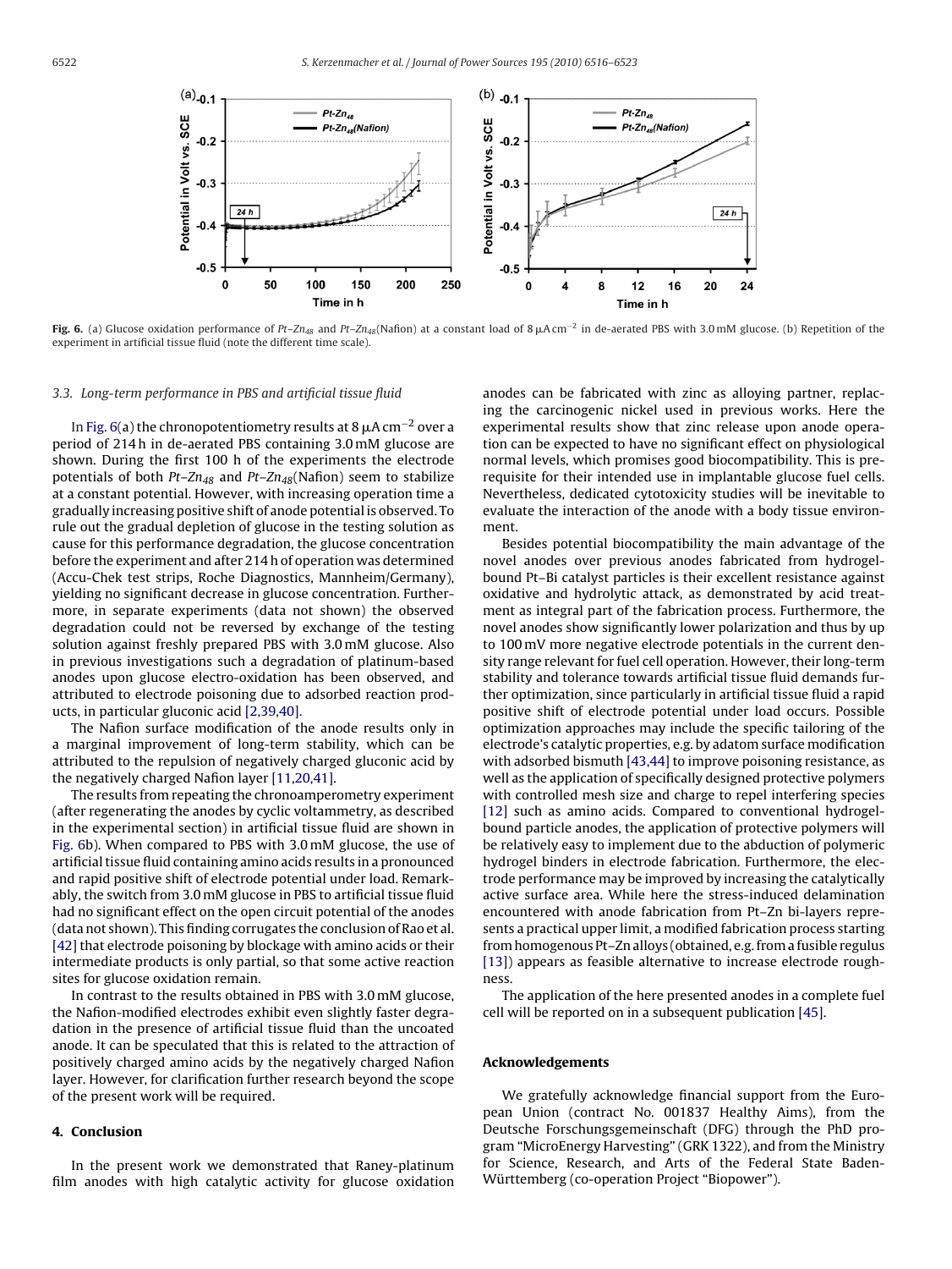**Fig. 6.** (a) Glucose oxidation performance of *Pt–Zn*$_{48}$ and *Pt–Zn*$_{48}$(Nafion) at a constant load of 8 μA cm$^{-2}$ in de-aerated PBS with 3.0 mM glucose. (b) Repetition of the experiment in artificial tissue fluid (note the different time scale).

### 3.3. Long-term performance in PBS and artificial tissue fluid

In Fig. 6(a) the chronopotentiometry results at 8 μA cm$^{-2}$ over a period of 214 h in de-aerated PBS containing 3.0 mM glucose are shown. During the first 100 h of the experiments the electrode potentials of both *Pt–Zn*$_{48}$ and *Pt–Zn*$_{48}$(Nafion) seem to stabilize at a constant potential. However, with increasing operation time a gradually increasing positive shift of anode potential is observed. To rule out the gradual depletion of glucose in the testing solution as cause for this performance degradation, the glucose concentration before the experiment and after 214 h of operation was determined (Accu-Chek test strips, Roche Diagnostics, Mannheim/Germany), yielding no significant decrease in glucose concentration. Furthermore, in separate experiments (data not shown) the observed degradation could not be reversed by exchange of the testing solution against freshly prepared PBS with 3.0 mM glucose. Also in previous investigations such a degradation of platinum-based anodes upon glucose electro-oxidation has been observed, and attributed to electrode poisoning due to adsorbed reaction products, in particular gluconic acid [2,39,40].

The Nafion surface modification of the anode results only in a marginal improvement of long-term stability, which can be attributed to the repulsion of negatively charged gluconic acid by the negatively charged Nafion layer [11,20,41].

The results from repeating the chronoamperometry experiment (after regenerating the anodes by cyclic voltammetry, as described in the experimental section) in artificial tissue fluid are shown in Fig. 6b). When compared to PBS with 3.0 mM glucose, the use of artificial tissue fluid containing amino acids results in a pronounced and rapid positive shift of electrode potential under load. Remarkably, the switch from 3.0 mM glucose in PBS to artificial tissue fluid had no significant effect on the open circuit potential of the anodes (data not shown). This finding corrugates the conclusion of Rao et al. [42] that electrode poisoning by blockage with amino acids or their intermediate products is only partial, so that some active reaction sites for glucose oxidation remain.

In contrast to the results obtained in PBS with 3.0 mM glucose, the Nafion-modified electrodes exhibit even slightly faster degradation in the presence of artificial tissue fluid than the uncoated anode. It can be speculated that this is related to the attraction of positively charged amino acids by the negatively charged Nafion layer. However, for clarification further research beyond the scope of the present work will be required.

## 4. Conclusion

In the present work we demonstrated that Raney-platinum film anodes with high catalytic activity for glucose oxidation anodes can be fabricated with zinc as alloying partner, replacing the carcinogenic nickel used in previous works. Here the experimental results show that zinc release upon anode operation can be expected to have no significant effect on physiological normal levels, which promises good biocompatibility. This is prerequisite for their intended use in implantable glucose fuel cells. Nevertheless, dedicated cytotoxicity studies will be inevitable to evaluate the interaction of the anode with a body tissue environment.

Besides potential biocompatibility the main advantage of the novel anodes over previous anodes fabricated from hydrogel-bound Pt–Bi catalyst particles is their excellent resistance against oxidative and hydrolytic attack, as demonstrated by acid treatment as integral part of the fabrication process. Furthermore, the novel anodes show significantly lower polarization and thus by up to 100 mV more negative electrode potentials in the current density range relevant for fuel cell operation. However, their long-term stability and tolerance towards artificial tissue fluid demands further optimization, since particularly in artificial tissue fluid a rapid positive shift of electrode potential under load occurs. Possible optimization approaches may include the specific tailoring of the electrode's catalytic properties, e.g. by adatom surface modification with adsorbed bismuth [43,44] to improve poisoning resistance, as well as the application of specifically designed protective polymers with controlled mesh size and charge to repel interfering species [12] such as amino acids. Compared to conventional hydrogel-bound particle anodes, the application of protective polymers will be relatively easy to implement due to the abduction of polymeric hydrogel binders in electrode fabrication. Furthermore, the electrode performance may be improved by increasing the catalytically active surface area. While here the stress-induced delamination encountered with anode fabrication from Pt–Zn bi-layers represents a practical upper limit, a modified fabrication process starting from homogenous Pt–Zn alloys (obtained, e.g. from a fusible regulus [13]) appears as feasible alternative to increase electrode roughness.

The application of the here presented anodes in a complete fuel cell will be reported on in a subsequent publication [45].

## Acknowledgements

We gratefully acknowledge financial support from the European Union (contract No. 001837 Healthy Aims), from the Deutsche Forschungsgemeinschaft (DFG) through the PhD program "MicroEnergy Harvesting" (GRK 1322), and from the Ministry for Science, Research, and Arts of the Federal State Baden-Württemberg (co-operation Project "Biopower").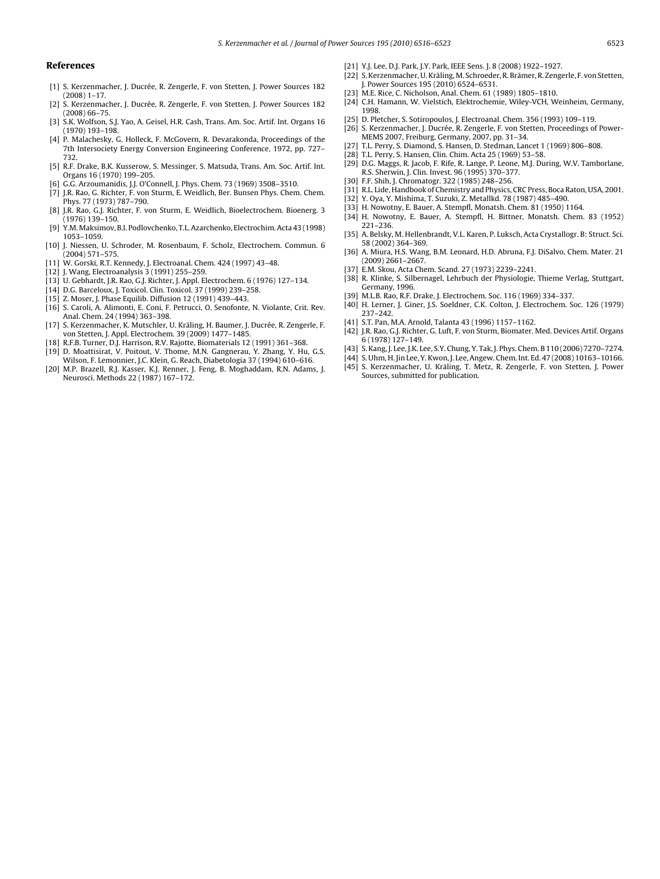## References

[1] S. Kerzenmacher, J. Ducrée, R. Zengerle, F. von Stetten, J. Power Sources 182 (2008) 1–17.

[2] S. Kerzenmacher, J. Ducrée, R. Zengerle, F. von Stetten, J. Power Sources 182 (2008) 66–75.

[3] S.K. Wolfson, S.J. Yao, A. Geisel, H.R. Cash, Trans. Am. Soc. Artif. Int. Organs 16 (1970) 193–198.

[4] P. Malachesky, G. Holleck, F. McGovern, R. Devarakonda, Proceedings of the 7th Intersociety Energy Conversion Engineering Conference, 1972, pp. 727–732.

[5] R.F. Drake, B.K. Kusserow, S. Messinger, S. Matsuda, Trans. Am. Soc. Artif. Int. Organs 16 (1970) 199–205.

[6] G.G. Arzoumanidis, J.J. O'Connell, J. Phys. Chem. 73 (1969) 3508–3510.

[7] J.R. Rao, G. Richter, F. von Sturm, E. Weidlich, Ber. Bunsen Phys. Chem. Chem. Phys. 77 (1973) 787–790.

[8] J.R. Rao, G.J. Richter, F. von Sturm, E. Weidlich, Bioelectrochem. Bioenerg. 3 (1976) 139–150.

[9] Y.M. Maksimov, B.I. Podlovchenko, T.L. Azarchenko, Electrochim. Acta 43 (1998) 1053–1059.

[10] J. Niessen, U. Schroder, M. Rosenbaum, F. Scholz, Electrochem. Commun. 6 (2004) 571–575.

[11] W. Gorski, R.T. Kennedy, J. Electroanal. Chem. 424 (1997) 43–48.

[12] J. Wang, Electroanalysis 3 (1991) 255–259.

[13] U. Gebhardt, J.R. Rao, G.J. Richter, J. Appl. Electrochem. 6 (1976) 127–134.

[14] D.G. Barceloux, J. Toxicol. Clin. Toxicol. 37 (1999) 239–258.

[15] Z. Moser, J. Phase Equilib. Diffusion 12 (1991) 439–443.

[16] S. Caroli, A. Alimonti, E. Coni, F. Petrucci, O. Senofonte, N. Violante, Crit. Rev. Anal. Chem. 24 (1994) 363–398.

[17] S. Kerzenmacher, K. Mutschler, U. Kräling, H. Baumer, J. Ducrée, R. Zengerle, F. von Stetten, J. Appl. Electrochem. 39 (2009) 1477–1485.

[18] R.F.B. Turner, D.J. Harrison, R.V. Rajotte, Biomaterials 12 (1991) 361–368.

[19] D. Moattisirat, V. Poitout, V. Thome, M.N. Gangnerau, Y. Zhang, Y. Hu, G.S. Wilson, F. Lemonnier, J.C. Klein, G. Reach, Diabetologia 37 (1994) 610–616.

[20] M.P. Brazell, R.J. Kasser, K.J. Renner, J. Feng, B. Moghaddam, R.N. Adams, J. Neurosci. Methods 22 (1987) 167–172.

[21] Y.J. Lee, D.J. Park, J.Y. Park, IEEE Sens. J. 8 (2008) 1922–1927.

[22] S. Kerzenmacher, U. Kräling, M. Schroeder, R. Brämer, R. Zengerle, F. von Stetten, J. Power Sources 195 (2010) 6524–6531.

[23] M.E. Rice, C. Nicholson, Anal. Chem. 61 (1989) 1805–1810.

[24] C.H. Hamann, W. Vielstich, Elektrochemie, Wiley-VCH, Weinheim, Germany, 1998.

[25] D. Pletcher, S. Sotiropoulos, J. Electroanal. Chem. 356 (1993) 109–119.

[26] S. Kerzenmacher, J. Ducrée, R. Zengerle, F. von Stetten, Proceedings of Power-MEMS 2007, Freiburg, Germany, 2007, pp. 31–34.

[27] T.L. Perry, S. Diamond, S. Hansen, D. Stedman, Lancet 1 (1969) 806–808.

[28] T.L. Perry, S. Hansen, Clin. Chim. Acta 25 (1969) 53–58.

[29] D.G. Maggs, R. Jacob, F. Rife, R. Lange, P. Leone, M.J. During, W.V. Tamborlane, R.S. Sherwin, J. Clin. Invest. 96 (1995) 370–377.

[30] F.F. Shih, J. Chromatogr. 322 (1985) 248–256.

[31] R.L. Lide, Handbook of Chemistry and Physics, CRC Press, Boca Raton, USA, 2001.

[32] Y. Oya, Y. Mishima, T. Suzuki, Z. Metallkd. 78 (1987) 485–490.

[33] H. Nowotny, E. Bauer, A. Stempfl, Monatsh. Chem. 81 (1950) 1164.

[34] H. Nowotny, E. Bauer, A. Stempfl, H. Bittner, Monatsh. Chem. 83 (1952) 221–236.

[35] A. Belsky, M. Hellenbrandt, V.L. Karen, P. Luksch, Acta Crystallogr. B: Struct. Sci. 58 (2002) 364–369.

[36] A. Miura, H.S. Wang, B.M. Leonard, H.D. Abruna, F.J. DiSalvo, Chem. Mater. 21 (2009) 2661–2667.

[37] E.M. Skou, Acta Chem. Scand. 27 (1973) 2239–2241.

[38] R. Klinke, S. Silbernagel, Lehrbuch der Physiologie, Thieme Verlag, Stuttgart, Germany, 1996.

[39] M.L.B. Rao, R.F. Drake, J. Electrochem. Soc. 116 (1969) 334–337.

[40] H. Lerner, J. Giner, J.S. Soeldner, C.K. Colton, J. Electrochem. Soc. 126 (1979) 237–242.

[41] S.T. Pan, M.A. Arnold, Talanta 43 (1996) 1157–1162.

[42] J.R. Rao, G.J. Richter, G. Luft, F. von Sturm, Biomater. Med. Devices Artif. Organs 6 (1978) 127–149.

[43] S. Kang, J. Lee, J.K. Lee, S.Y. Chung, Y. Tak, J. Phys. Chem. B 110 (2006) 7270–7274.

[44] S. Uhm, H. Jin Lee, Y. Kwon, J. Lee, Angew. Chem. Int. Ed. 47 (2008) 10163–10166.

[45] S. Kerzenmacher, U. Kräling, T. Metz, R. Zengerle, F. von Stetten, J. Power Sources, submitted for publication.